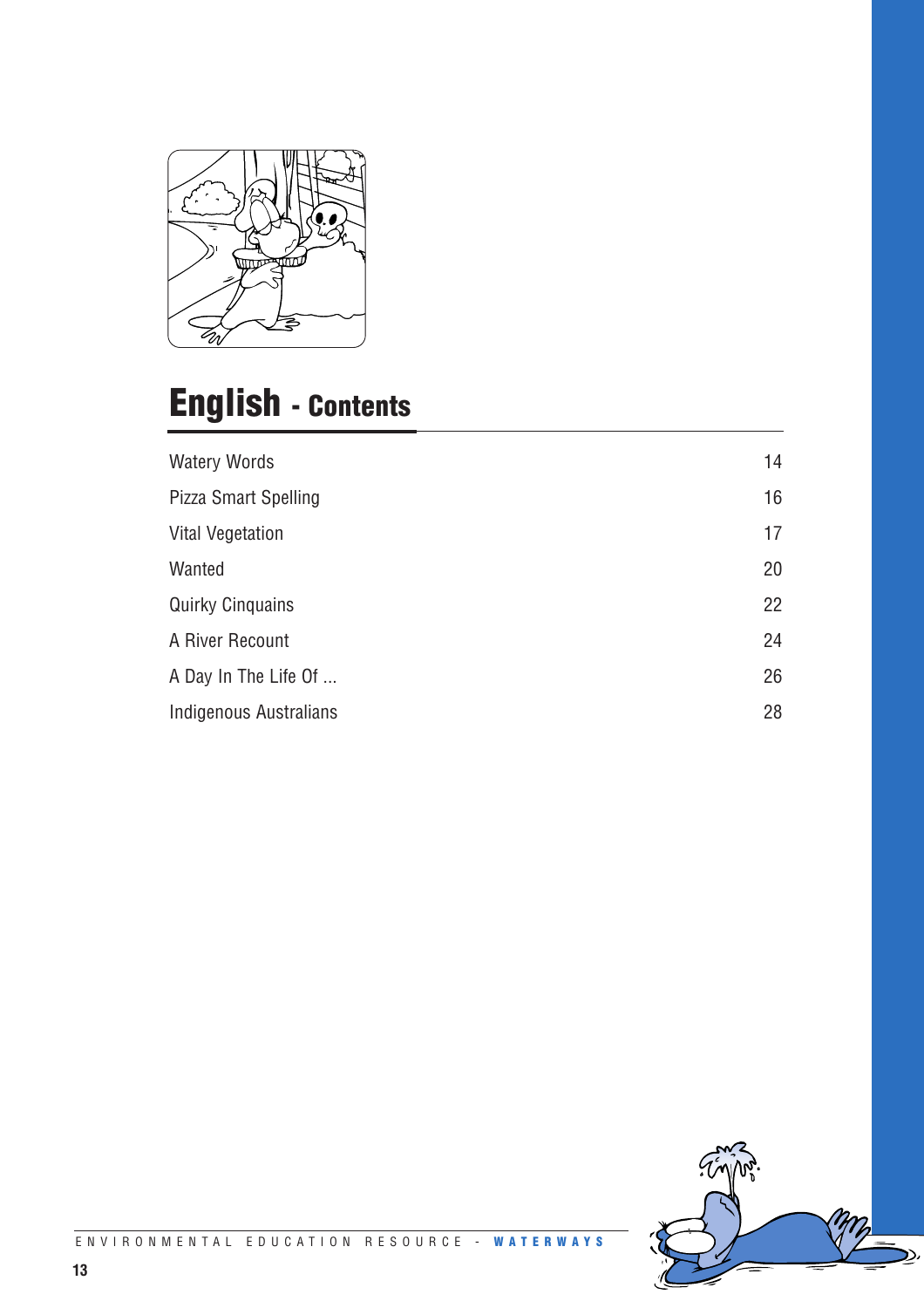# English - Contents

| | |
|---|---|
| Watery Words | 14 |
| Pizza Smart Spelling | 16 |
| Vital Vegetation | 17 |
| Wanted | 20 |
| Quirky Cinquains | 22 |
| A River Recount | 24 |
| A Day In The Life Of ... | 26 |
| Indigenous Australians | 28 |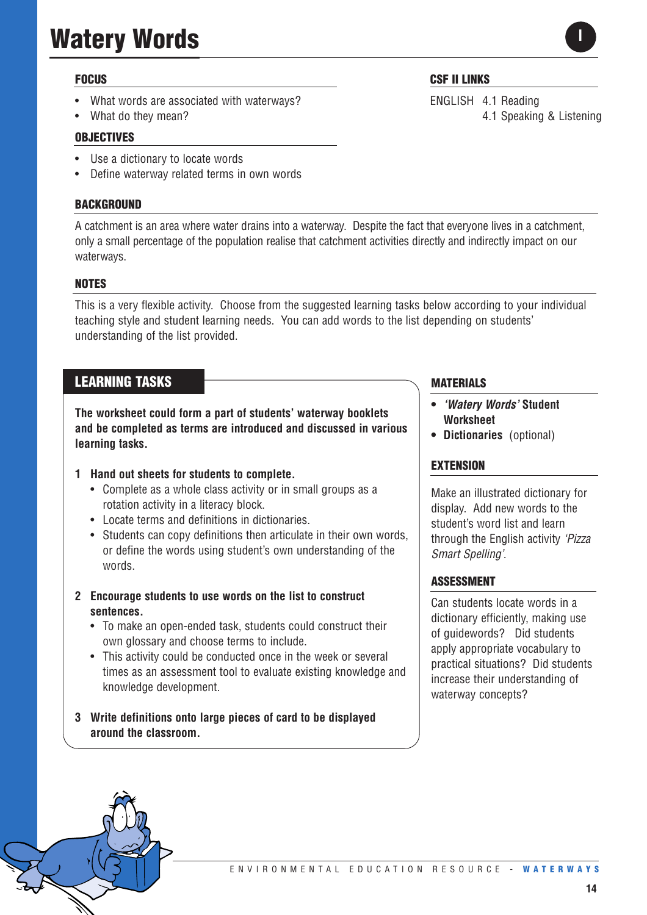# Watery Words

## FOCUS

- What words are associated with waterways?
- What do they mean?

## OBJECTIVES

- Use a dictionary to locate words
- Define waterway related terms in own words

## CSF II LINKS

ENGLISH 4.1 Reading
4.1 Speaking & Listening

## BACKGROUND

A catchment is an area where water drains into a waterway. Despite the fact that everyone lives in a catchment, only a small percentage of the population realise that catchment activities directly and indirectly impact on our waterways.

## NOTES

This is a very flexible activity. Choose from the suggested learning tasks below according to your individual teaching style and student learning needs. You can add words to the list depending on students' understanding of the list provided.

## LEARNING TASKS

**The worksheet could form a part of students' waterway booklets and be completed as terms are introduced and discussed in various learning tasks.**

1. **Hand out sheets for students to complete.**
   - Complete as a whole class activity or in small groups as a rotation activity in a literacy block.
   - Locate terms and definitions in dictionaries.
   - Students can copy definitions then articulate in their own words, or define the words using student's own understanding of the words.

2. **Encourage students to use words on the list to construct sentences.**
   - To make an open-ended task, students could construct their own glossary and choose terms to include.
   - This activity could be conducted once in the week or several times as an assessment tool to evaluate existing knowledge and knowledge development.

3. **Write definitions onto large pieces of card to be displayed around the classroom.**

## MATERIALS

- ***'Watery Words'* Student Worksheet**
- **Dictionaries** (optional)

## EXTENSION

Make an illustrated dictionary for display. Add new words to the student's word list and learn through the English activity *'Pizza Smart Spelling'*.

## ASSESSMENT

Can students locate words in a dictionary efficiently, making use of guidewords? Did students apply appropriate vocabulary to practical situations? Did students increase their understanding of waterway concepts?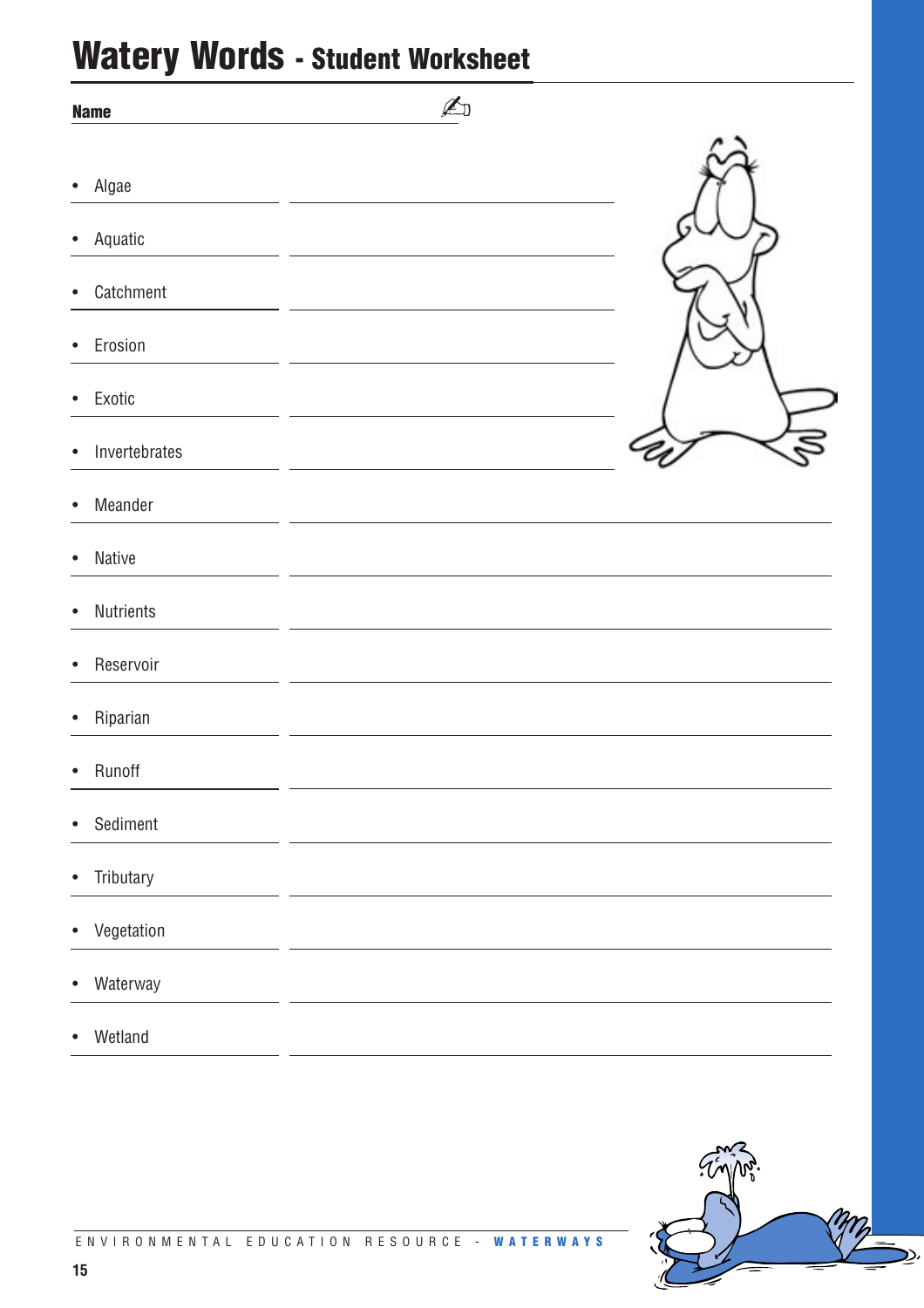# Watery Words - Student Worksheet

**Name** ____________________

- Algae ____________________
- Aquatic ____________________
- Catchment ____________________
- Erosion ____________________
- Exotic ____________________
- Invertebrates ____________________
- Meander ____________________
- Native ____________________
- Nutrients ____________________
- Reservoir ____________________
- Riparian ____________________
- Runoff ____________________
- Sediment ____________________
- Tributary ____________________
- Vegetation ____________________
- Waterway ____________________
- Wetland ____________________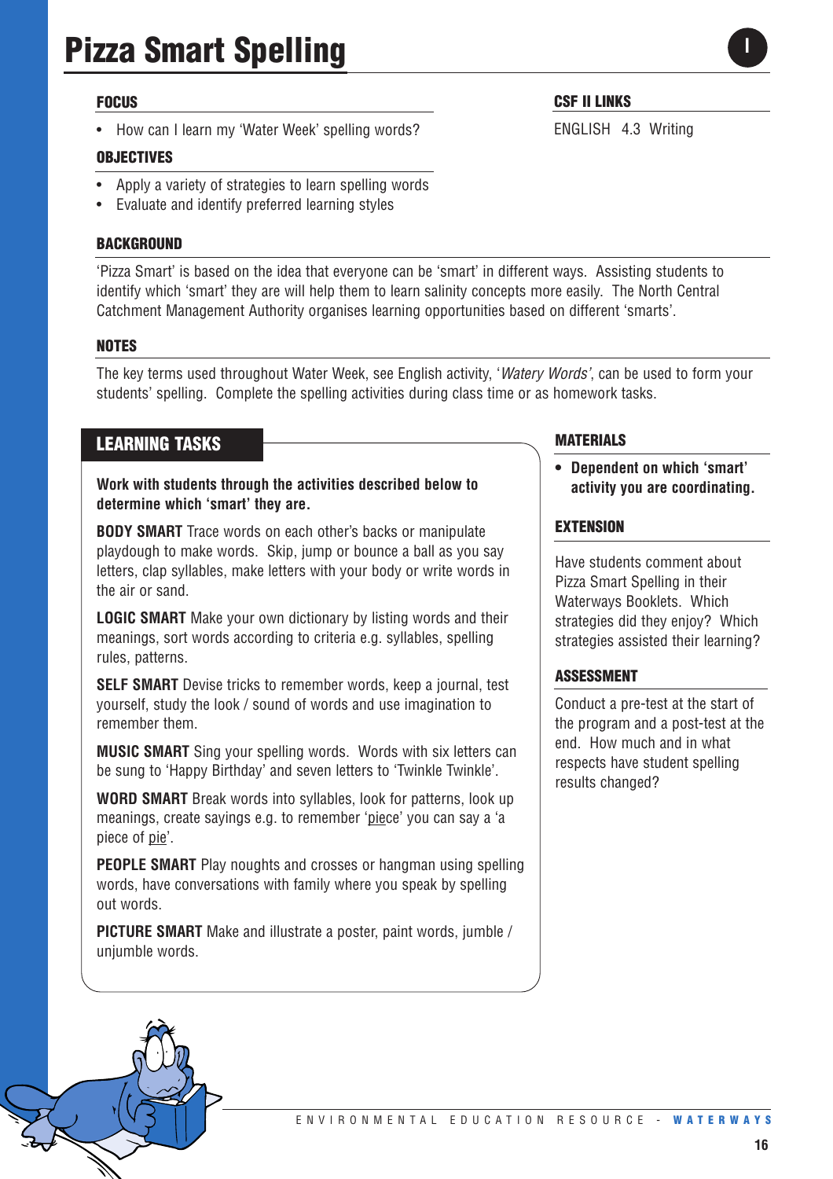# Pizza Smart Spelling

I

## FOCUS

- How can I learn my 'Water Week' spelling words?

## OBJECTIVES

- Apply a variety of strategies to learn spelling words
- Evaluate and identify preferred learning styles

## CSF II LINKS

ENGLISH 4.3 Writing

## BACKGROUND

'Pizza Smart' is based on the idea that everyone can be 'smart' in different ways. Assisting students to identify which 'smart' they are will help them to learn salinity concepts more easily. The North Central Catchment Management Authority organises learning opportunities based on different 'smarts'.

## NOTES

The key terms used throughout Water Week, see English activity, '*Watery Words*', can be used to form your students' spelling. Complete the spelling activities during class time or as homework tasks.

## LEARNING TASKS

**Work with students through the activities described below to determine which 'smart' they are.**

**BODY SMART** Trace words on each other's backs or manipulate playdough to make words. Skip, jump or bounce a ball as you say letters, clap syllables, make letters with your body or write words in the air or sand.

**LOGIC SMART** Make your own dictionary by listing words and their meanings, sort words according to criteria e.g. syllables, spelling rules, patterns.

**SELF SMART** Devise tricks to remember words, keep a journal, test yourself, study the look / sound of words and use imagination to remember them.

**MUSIC SMART** Sing your spelling words. Words with six letters can be sung to 'Happy Birthday' and seven letters to 'Twinkle Twinkle'.

**WORD SMART** Break words into syllables, look for patterns, look up meanings, create sayings e.g. to remember 'piece' you can say a 'a piece of pie'.

**PEOPLE SMART** Play noughts and crosses or hangman using spelling words, have conversations with family where you speak by spelling out words.

**PICTURE SMART** Make and illustrate a poster, paint words, jumble / unjumble words.

## MATERIALS

- **Dependent on which 'smart' activity you are coordinating.**

## EXTENSION

Have students comment about Pizza Smart Spelling in their Waterways Booklets. Which strategies did they enjoy? Which strategies assisted their learning?

## ASSESSMENT

Conduct a pre-test at the start of the program and a post-test at the end. How much and in what respects have student spelling results changed?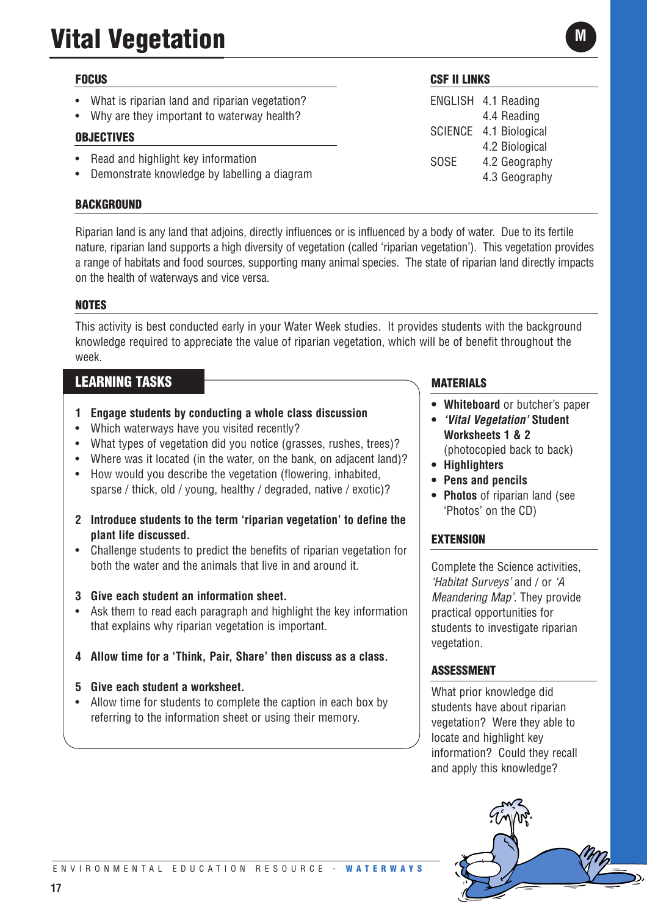# Vital Vegetation

M

## FOCUS

- What is riparian land and riparian vegetation?
- Why are they important to waterway health?

## OBJECTIVES

- Read and highlight key information
- Demonstrate knowledge by labelling a diagram

## CSF II LINKS

| | |
|---|---|
| ENGLISH | 4.1 Reading |
| | 4.4 Reading |
| SCIENCE | 4.1 Biological |
| | 4.2 Biological |
| SOSE | 4.2 Geography |
| | 4.3 Geography |

## BACKGROUND

Riparian land is any land that adjoins, directly influences or is influenced by a body of water. Due to its fertile nature, riparian land supports a high diversity of vegetation (called 'riparian vegetation'). This vegetation provides a range of habitats and food sources, supporting many animal species. The state of riparian land directly impacts on the health of waterways and vice versa.

## NOTES

This activity is best conducted early in your Water Week studies. It provides students with the background knowledge required to appreciate the value of riparian vegetation, which will be of benefit throughout the week.

## LEARNING TASKS

**1 Engage students by conducting a whole class discussion**
- Which waterways have you visited recently?
- What types of vegetation did you notice (grasses, rushes, trees)?
- Where was it located (in the water, on the bank, on adjacent land)?
- How would you describe the vegetation (flowering, inhabited, sparse / thick, old / young, healthy / degraded, native / exotic)?

**2 Introduce students to the term 'riparian vegetation' to define the plant life discussed.**
- Challenge students to predict the benefits of riparian vegetation for both the water and the animals that live in and around it.

**3 Give each student an information sheet.**
- Ask them to read each paragraph and highlight the key information that explains why riparian vegetation is important.

**4 Allow time for a 'Think, Pair, Share' then discuss as a class.**

**5 Give each student a worksheet.**
- Allow time for students to complete the caption in each box by referring to the information sheet or using their memory.

## MATERIALS

- **Whiteboard** or butcher's paper
- ***'Vital Vegetation'* Student Worksheets 1 & 2** (photocopied back to back)
- **Highlighters**
- **Pens and pencils**
- **Photos** of riparian land (see 'Photos' on the CD)

## EXTENSION

Complete the Science activities, *'Habitat Surveys'* and / or *'A Meandering Map'*. They provide practical opportunities for students to investigate riparian vegetation.

## ASSESSMENT

What prior knowledge did students have about riparian vegetation? Were they able to locate and highlight key information? Could they recall and apply this knowledge?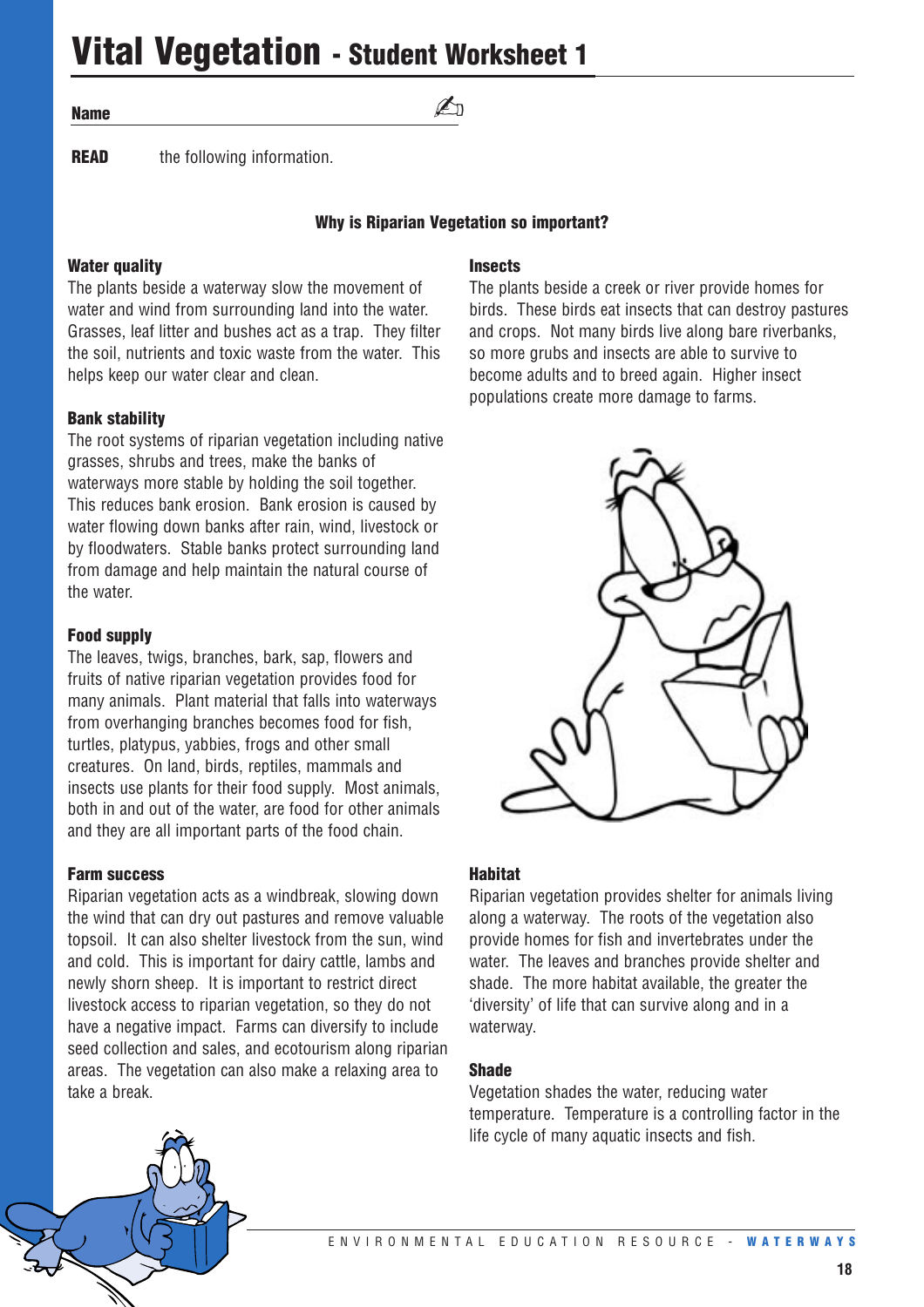# Vital Vegetation - Student Worksheet 1

**Name** ____________________

**READ** the following information.

**Why is Riparian Vegetation so important?**

### Water quality

The plants beside a waterway slow the movement of water and wind from surrounding land into the water. Grasses, leaf litter and bushes act as a trap. They filter the soil, nutrients and toxic waste from the water. This helps keep our water clear and clean.

### Bank stability

The root systems of riparian vegetation including native grasses, shrubs and trees, make the banks of waterways more stable by holding the soil together. This reduces bank erosion. Bank erosion is caused by water flowing down banks after rain, wind, livestock or by floodwaters. Stable banks protect surrounding land from damage and help maintain the natural course of the water.

### Food supply

The leaves, twigs, branches, bark, sap, flowers and fruits of native riparian vegetation provides food for many animals. Plant material that falls into waterways from overhanging branches becomes food for fish, turtles, platypus, yabbies, frogs and other small creatures. On land, birds, reptiles, mammals and insects use plants for their food supply. Most animals, both in and out of the water, are food for other animals and they are all important parts of the food chain.

### Farm success

Riparian vegetation acts as a windbreak, slowing down the wind that can dry out pastures and remove valuable topsoil. It can also shelter livestock from the sun, wind and cold. This is important for dairy cattle, lambs and newly shorn sheep. It is important to restrict direct livestock access to riparian vegetation, so they do not have a negative impact. Farms can diversify to include seed collection and sales, and ecotourism along riparian areas. The vegetation can also make a relaxing area to take a break.

### Insects

The plants beside a creek or river provide homes for birds. These birds eat insects that can destroy pastures and crops. Not many birds live along bare riverbanks, so more grubs and insects are able to survive to become adults and to breed again. Higher insect populations create more damage to farms.

### Habitat

Riparian vegetation provides shelter for animals living along a waterway. The roots of the vegetation also provide homes for fish and invertebrates under the water. The leaves and branches provide shelter and shade. The more habitat available, the greater the 'diversity' of life that can survive along and in a waterway.

### Shade

Vegetation shades the water, reducing water temperature. Temperature is a controlling factor in the life cycle of many aquatic insects and fish.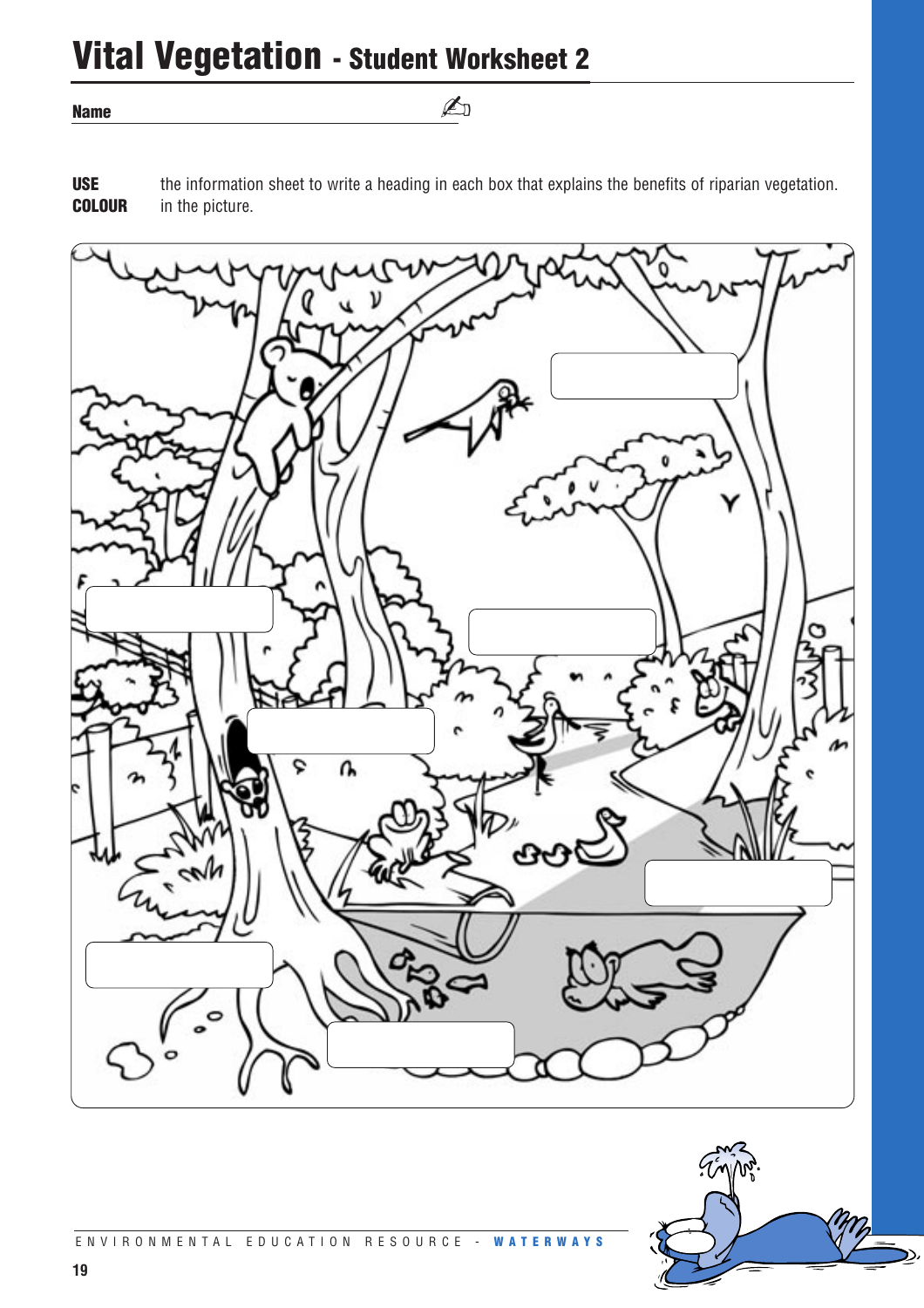# Vital Vegetation - Student Worksheet 2

**Name** ______________________________

**USE** the information sheet to write a heading in each box that explains the benefits of riparian vegetation.
**COLOUR** in the picture.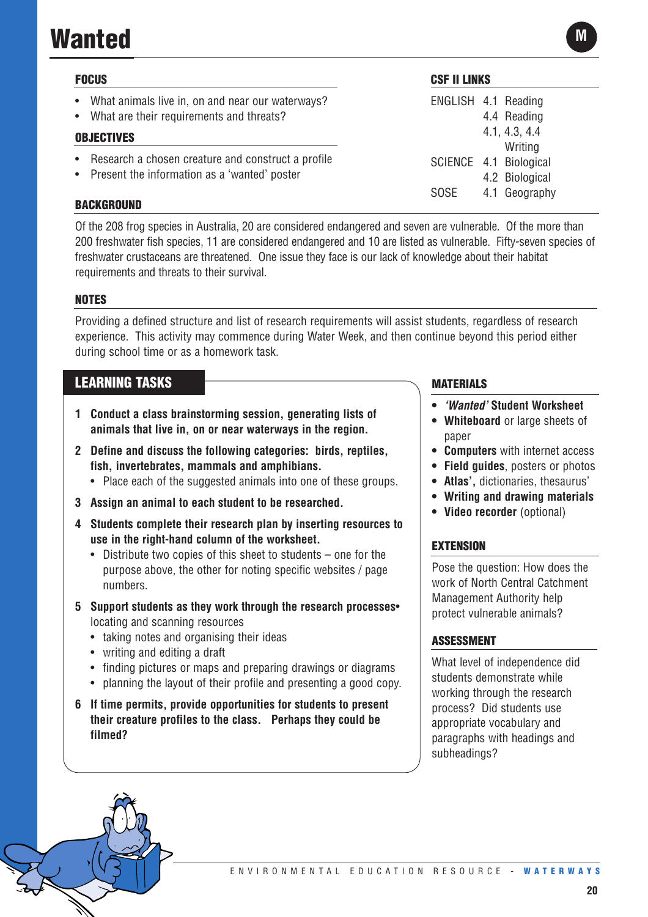# Wanted

M

## FOCUS

- What animals live in, on and near our waterways?
- What are their requirements and threats?

## OBJECTIVES

- Research a chosen creature and construct a profile
- Present the information as a 'wanted' poster

## CSF II LINKS

| | | |
|---|---|---|
| ENGLISH | 4.1 | Reading |
| | 4.4 | Reading |
| | 4.1, 4.3, 4.4 | Writing |
| SCIENCE | 4.1 | Biological |
| | 4.2 | Biological |
| SOSE | 4.1 | Geography |

## BACKGROUND

Of the 208 frog species in Australia, 20 are considered endangered and seven are vulnerable. Of the more than 200 freshwater fish species, 11 are considered endangered and 10 are listed as vulnerable. Fifty-seven species of freshwater crustaceans are threatened. One issue they face is our lack of knowledge about their habitat requirements and threats to their survival.

## NOTES

Providing a defined structure and list of research requirements will assist students, regardless of research experience. This activity may commence during Water Week, and then continue beyond this period either during school time or as a homework task.

## LEARNING TASKS

1. **Conduct a class brainstorming session, generating lists of animals that live in, on or near waterways in the region.**
2. **Define and discuss the following categories: birds, reptiles, fish, invertebrates, mammals and amphibians.**
   - Place each of the suggested animals into one of these groups.
3. **Assign an animal to each student to be researched.**
4. **Students complete their research plan by inserting resources to use in the right-hand column of the worksheet.**
   - Distribute two copies of this sheet to students – one for the purpose above, the other for noting specific websites / page numbers.
5. **Support students as they work through the research processes**
   - locating and scanning resources
   - taking notes and organising their ideas
   - writing and editing a draft
   - finding pictures or maps and preparing drawings or diagrams
   - planning the layout of their profile and presenting a good copy.
6. **If time permits, provide opportunities for students to present their creature profiles to the class. Perhaps they could be filmed?**

## MATERIALS

- ***'Wanted'* Student Worksheet**
- **Whiteboard** or large sheets of paper
- **Computers** with internet access
- **Field guides**, posters or photos
- **Atlas',** dictionaries, thesaurus'
- **Writing and drawing materials**
- **Video recorder** (optional)

## EXTENSION

Pose the question: How does the work of North Central Catchment Management Authority help protect vulnerable animals?

## ASSESSMENT

What level of independence did students demonstrate while working through the research process? Did students use appropriate vocabulary and paragraphs with headings and subheadings?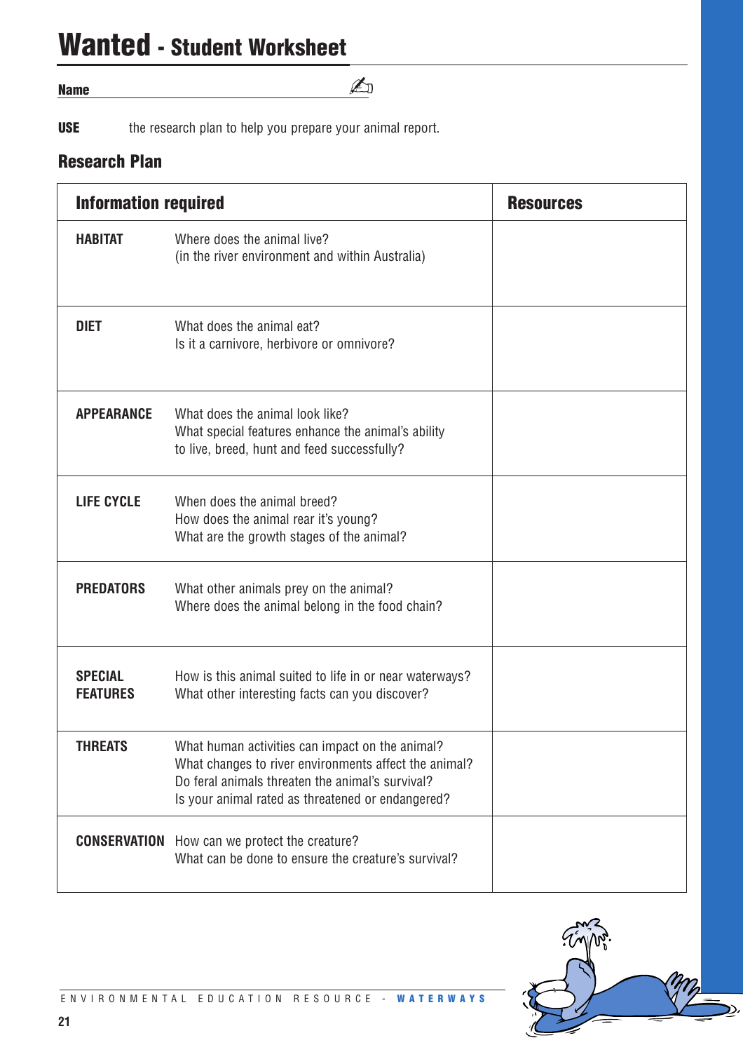# Wanted - Student Worksheet

**Name** ________________________________

**USE** the research plan to help you prepare your animal report.

## Research Plan

| Information required | | Resources |
|---|---|---|
| **HABITAT** | Where does the animal live?<br>(in the river environment and within Australia) | |
| **DIET** | What does the animal eat?<br>Is it a carnivore, herbivore or omnivore? | |
| **APPEARANCE** | What does the animal look like?<br>What special features enhance the animal's ability to live, breed, hunt and feed successfully? | |
| **LIFE CYCLE** | When does the animal breed?<br>How does the animal rear it's young?<br>What are the growth stages of the animal? | |
| **PREDATORS** | What other animals prey on the animal?<br>Where does the animal belong in the food chain? | |
| **SPECIAL FEATURES** | How is this animal suited to life in or near waterways?<br>What other interesting facts can you discover? | |
| **THREATS** | What human activities can impact on the animal?<br>What changes to river environments affect the animal?<br>Do feral animals threaten the animal's survival?<br>Is your animal rated as threatened or endangered? | |
| **CONSERVATION** | How can we protect the creature?<br>What can be done to ensure the creature's survival? | |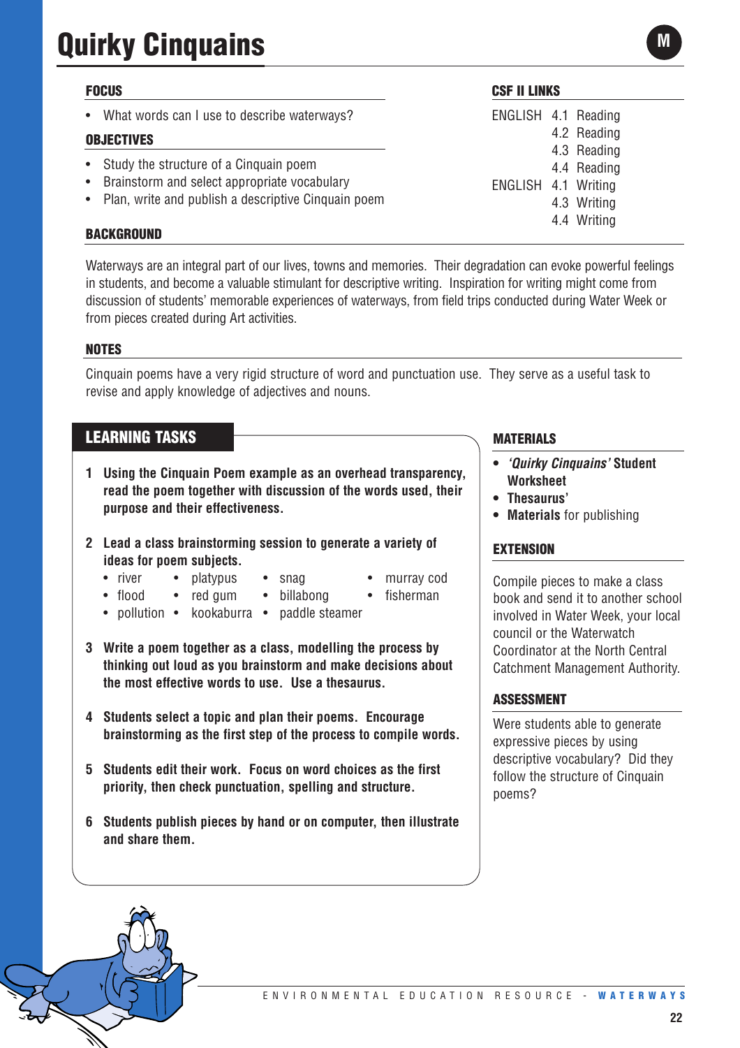# Quirky Cinquains

M

## FOCUS

- What words can I use to describe waterways?

## OBJECTIVES

- Study the structure of a Cinquain poem
- Brainstorm and select appropriate vocabulary
- Plan, write and publish a descriptive Cinquain poem

## CSF II LINKS

ENGLISH 4.1 Reading
4.2 Reading
4.3 Reading
4.4 Reading
ENGLISH 4.1 Writing
4.3 Writing
4.4 Writing

## BACKGROUND

Waterways are an integral part of our lives, towns and memories. Their degradation can evoke powerful feelings in students, and become a valuable stimulant for descriptive writing. Inspiration for writing might come from discussion of students' memorable experiences of waterways, from field trips conducted during Water Week or from pieces created during Art activities.

## NOTES

Cinquain poems have a very rigid structure of word and punctuation use. They serve as a useful task to revise and apply knowledge of adjectives and nouns.

## LEARNING TASKS

1. **Using the Cinquain Poem example as an overhead transparency, read the poem together with discussion of the words used, their purpose and their effectiveness.**
2. **Lead a class brainstorming session to generate a variety of ideas for poem subjects.**
   - river
   - flood
   - pollution
   - platypus
   - red gum
   - kookaburra
   - snag
   - billabong
   - paddle steamer
   - murray cod
   - fisherman
3. **Write a poem together as a class, modelling the process by thinking out loud as you brainstorm and make decisions about the most effective words to use. Use a thesaurus.**
4. **Students select a topic and plan their poems. Encourage brainstorming as the first step of the process to compile words.**
5. **Students edit their work. Focus on word choices as the first priority, then check punctuation, spelling and structure.**
6. **Students publish pieces by hand or on computer, then illustrate and share them.**

## MATERIALS

- ***'Quirky Cinquains'* Student Worksheet**
- **Thesaurus'**
- **Materials** for publishing

## EXTENSION

Compile pieces to make a class book and send it to another school involved in Water Week, your local council or the Waterwatch Coordinator at the North Central Catchment Management Authority.

## ASSESSMENT

Were students able to generate expressive pieces by using descriptive vocabulary? Did they follow the structure of Cinquain poems?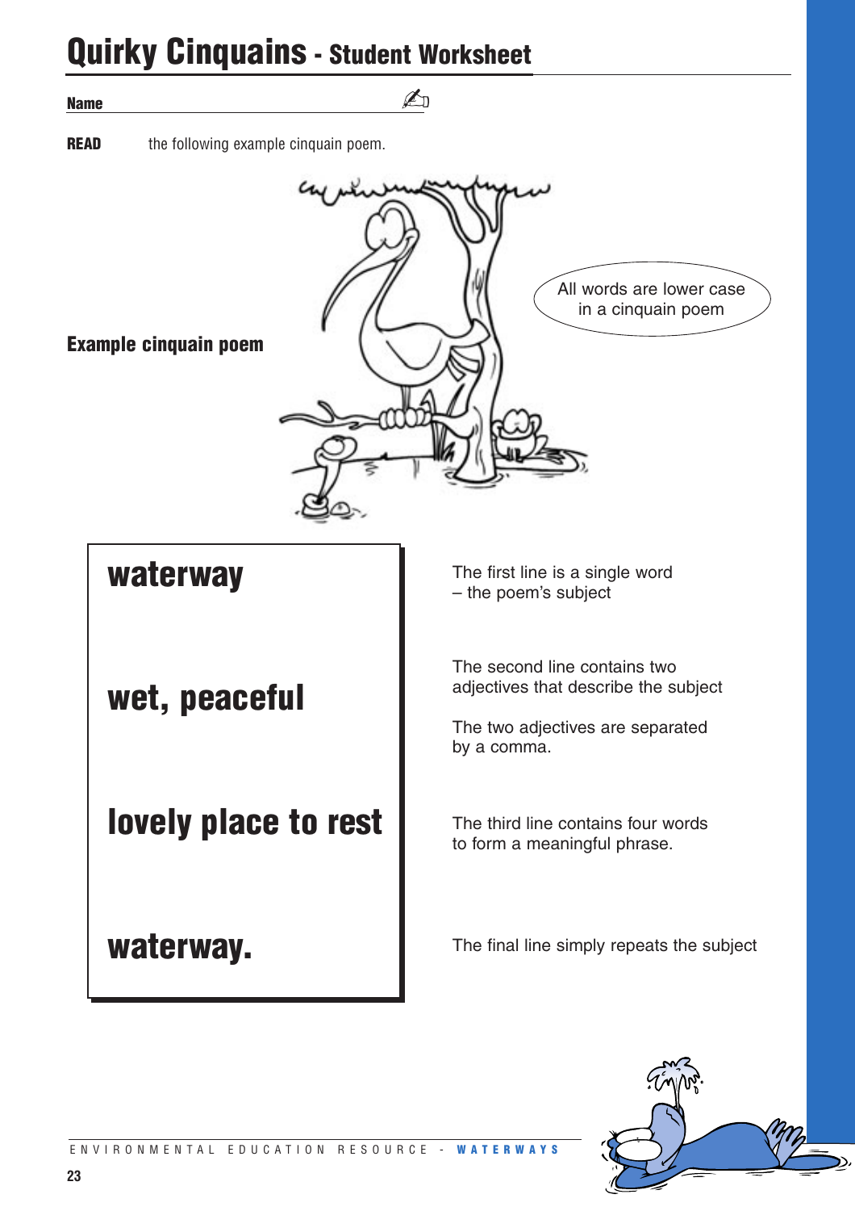# Quirky Cinquains - Student Worksheet

**Name** ______________________

**READ** the following example cinquain poem.

**Example cinquain poem**

All words are lower case in a cinquain poem

| Poem | Notes |
|---|---|
| **waterway** | The first line is a single word – the poem's subject |
| **wet, peaceful** | The second line contains two adjectives that describe the subject. The two adjectives are separated by a comma. |
| **lovely place to rest** | The third line contains four words to form a meaningful phrase. |
| **waterway.** | The final line simply repeats the subject |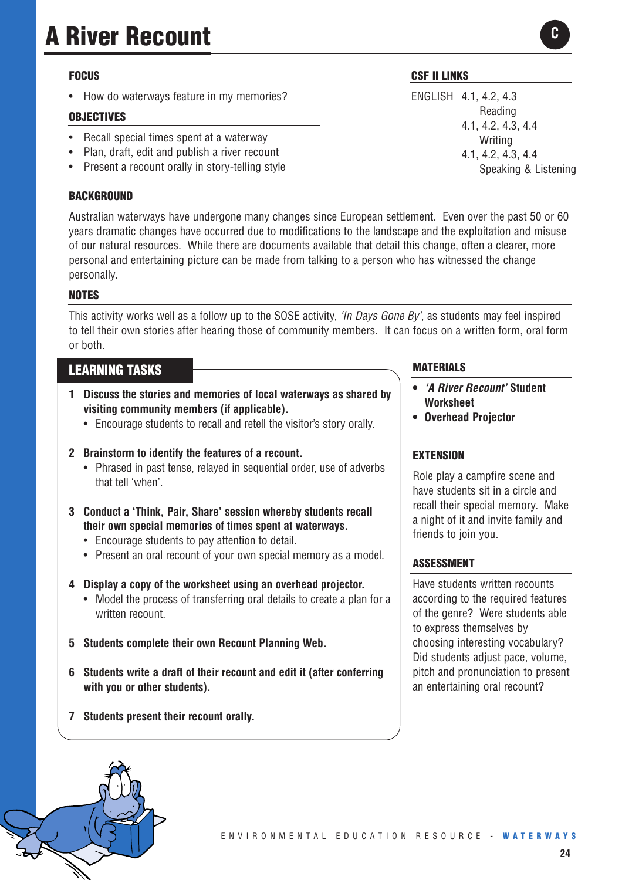# A River Recount

C

## FOCUS

- How do waterways feature in my memories?

## OBJECTIVES

- Recall special times spent at a waterway
- Plan, draft, edit and publish a river recount
- Present a recount orally in story-telling style

## CSF II LINKS

ENGLISH 4.1, 4.2, 4.3 Reading
4.1, 4.2, 4.3, 4.4 Writing
4.1, 4.2, 4.3, 4.4 Speaking & Listening

## BACKGROUND

Australian waterways have undergone many changes since European settlement. Even over the past 50 or 60 years dramatic changes have occurred due to modifications to the landscape and the exploitation and misuse of our natural resources. While there are documents available that detail this change, often a clearer, more personal and entertaining picture can be made from talking to a person who has witnessed the change personally.

## NOTES

This activity works well as a follow up to the SOSE activity, *'In Days Gone By'*, as students may feel inspired to tell their own stories after hearing those of community members. It can focus on a written form, oral form or both.

## LEARNING TASKS

1. **Discuss the stories and memories of local waterways as shared by visiting community members (if applicable).**
   - Encourage students to recall and retell the visitor's story orally.
2. **Brainstorm to identify the features of a recount.**
   - Phrased in past tense, relayed in sequential order, use of adverbs that tell 'when'.
3. **Conduct a 'Think, Pair, Share' session whereby students recall their own special memories of times spent at waterways.**
   - Encourage students to pay attention to detail.
   - Present an oral recount of your own special memory as a model.
4. **Display a copy of the worksheet using an overhead projector.**
   - Model the process of transferring oral details to create a plan for a written recount.
5. **Students complete their own Recount Planning Web.**
6. **Students write a draft of their recount and edit it (after conferring with you or other students).**
7. **Students present their recount orally.**

## MATERIALS

- ***'A River Recount'* Student Worksheet**
- **Overhead Projector**

## EXTENSION

Role play a campfire scene and have students sit in a circle and recall their special memory. Make a night of it and invite family and friends to join you.

## ASSESSMENT

Have students written recounts according to the required features of the genre? Were students able to express themselves by choosing interesting vocabulary? Did students adjust pace, volume, pitch and pronunciation to present an entertaining oral recount?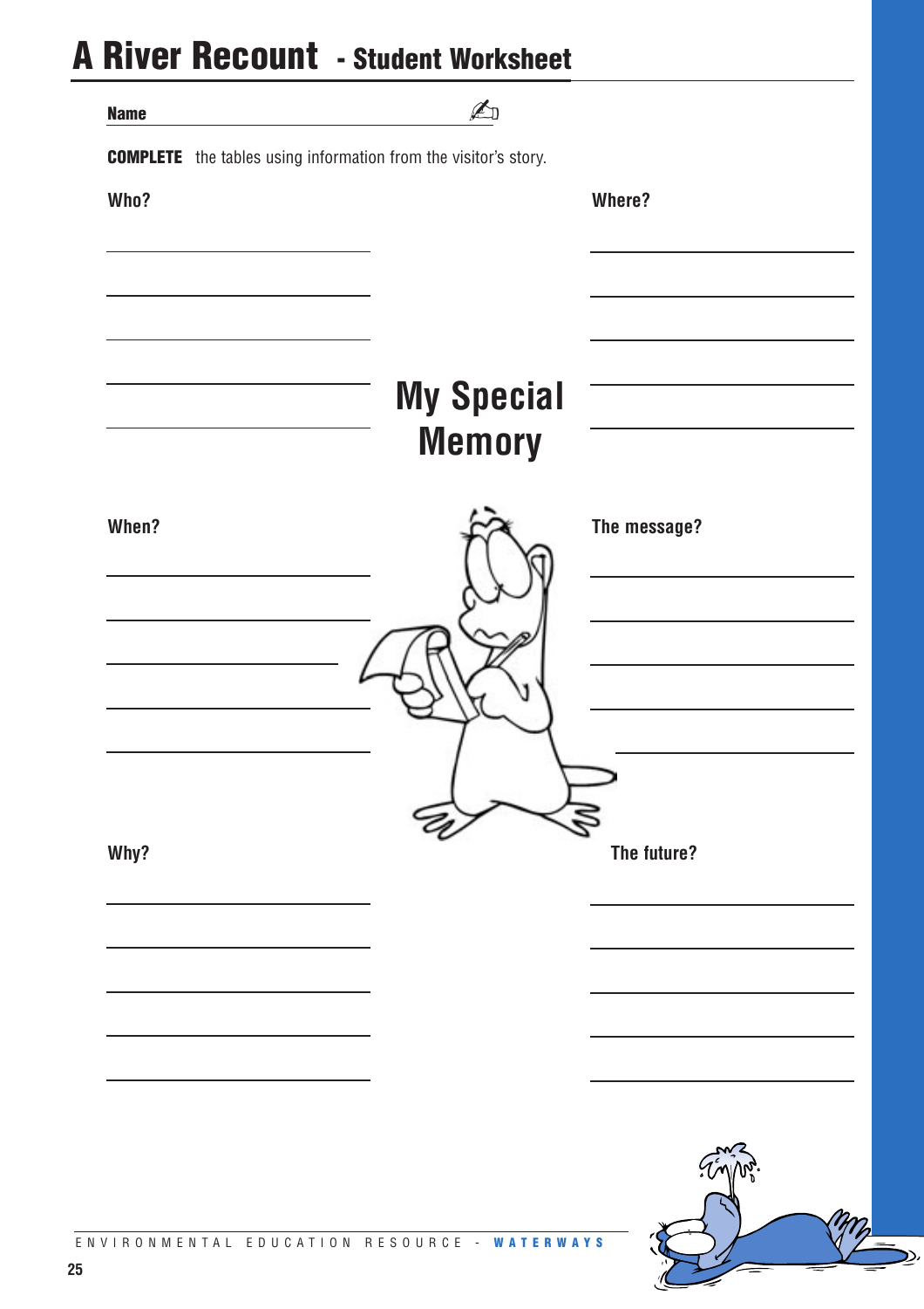# A River Recount - Student Worksheet

**Name** ______________________________

**COMPLETE** the tables using information from the visitor's story.

## My Special Memory

**Who?**

______________________________
______________________________
______________________________
______________________________
______________________________

**Where?**

______________________________
______________________________
______________________________
______________________________
______________________________

**When?**

______________________________
______________________________
______________________________
______________________________
______________________________

**The message?**

______________________________
______________________________
______________________________
______________________________
______________________________

**Why?**

______________________________
______________________________
______________________________
______________________________
______________________________

**The future?**

______________________________
______________________________
______________________________
______________________________
______________________________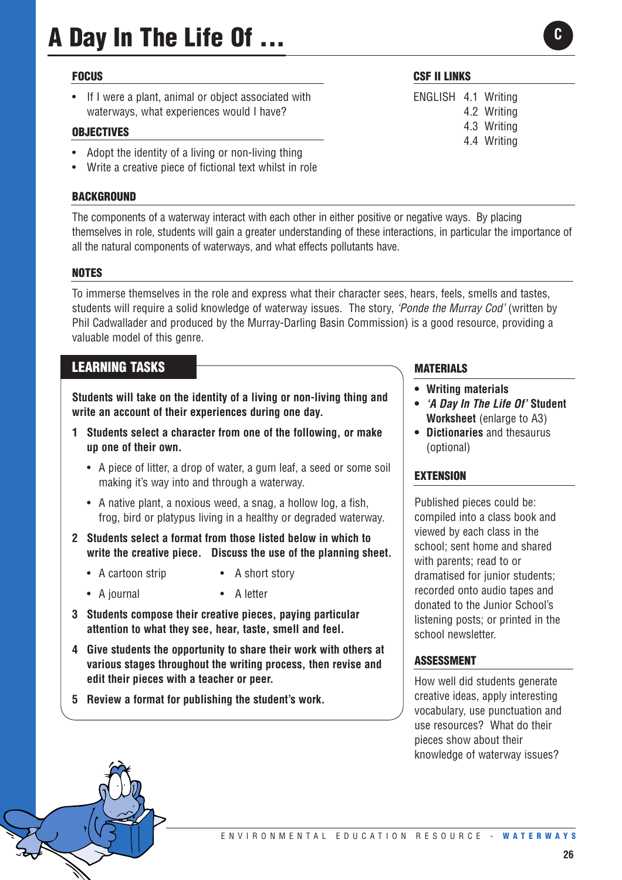# A Day In The Life Of …

C

## FOCUS

- If I were a plant, animal or object associated with waterways, what experiences would I have?

## OBJECTIVES

- Adopt the identity of a living or non-living thing
- Write a creative piece of fictional text whilst in role

## CSF II LINKS

ENGLISH 4.1 Writing
4.2 Writing
4.3 Writing
4.4 Writing

## BACKGROUND

The components of a waterway interact with each other in either positive or negative ways. By placing themselves in role, students will gain a greater understanding of these interactions, in particular the importance of all the natural components of waterways, and what effects pollutants have.

## NOTES

To immerse themselves in the role and express what their character sees, hears, feels, smells and tastes, students will require a solid knowledge of waterway issues. The story, *'Ponde the Murray Cod'* (written by Phil Cadwallader and produced by the Murray-Darling Basin Commission) is a good resource, providing a valuable model of this genre.

## LEARNING TASKS

**Students will take on the identity of a living or non-living thing and write an account of their experiences during one day.**

1. **Students select a character from one of the following, or make up one of their own.**
   - A piece of litter, a drop of water, a gum leaf, a seed or some soil making it's way into and through a waterway.
   - A native plant, a noxious weed, a snag, a hollow log, a fish, frog, bird or platypus living in a healthy or degraded waterway.
2. **Students select a format from those listed below in which to write the creative piece. Discuss the use of the planning sheet.**
   - A cartoon strip
   - A short story
   - A journal
   - A letter
3. **Students compose their creative pieces, paying particular attention to what they see, hear, taste, smell and feel.**
4. **Give students the opportunity to share their work with others at various stages throughout the writing process, then revise and edit their pieces with a teacher or peer.**
5. **Review a format for publishing the student's work.**

## MATERIALS

- **Writing materials**
- ***'A Day In The Life Of'* Student Worksheet** (enlarge to A3)
- **Dictionaries** and thesaurus (optional)

## EXTENSION

Published pieces could be: compiled into a class book and viewed by each class in the school; sent home and shared with parents; read to or dramatised for junior students; recorded onto audio tapes and donated to the Junior School's listening posts; or printed in the school newsletter.

## ASSESSMENT

How well did students generate creative ideas, apply interesting vocabulary, use punctuation and use resources? What do their pieces show about their knowledge of waterway issues?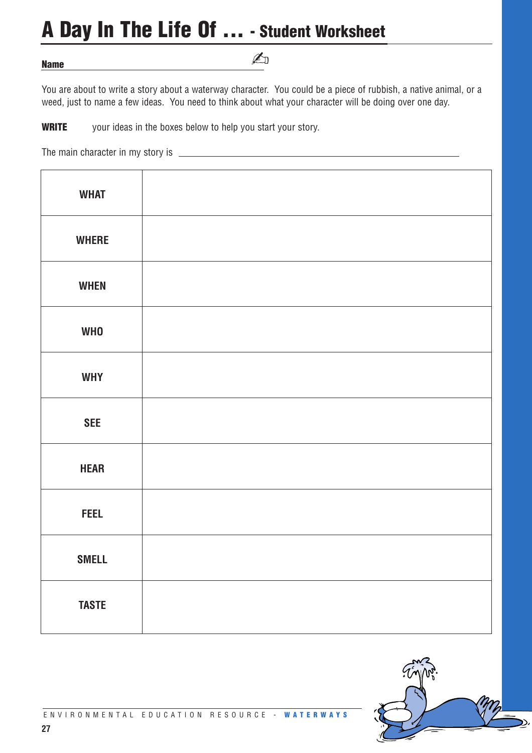# A Day In The Life Of ... - Student Worksheet

**Name** ______________________________

You are about to write a story about a waterway character. You could be a piece of rubbish, a native animal, or a weed, just to name a few ideas. You need to think about what your character will be doing over one day.

**WRITE** your ideas in the boxes below to help you start your story.

The main character in my story is ______________________________

| | |
|---|---|
| **WHAT** | |
| **WHERE** | |
| **WHEN** | |
| **WHO** | |
| **WHY** | |
| **SEE** | |
| **HEAR** | |
| **FEEL** | |
| **SMELL** | |
| **TASTE** | |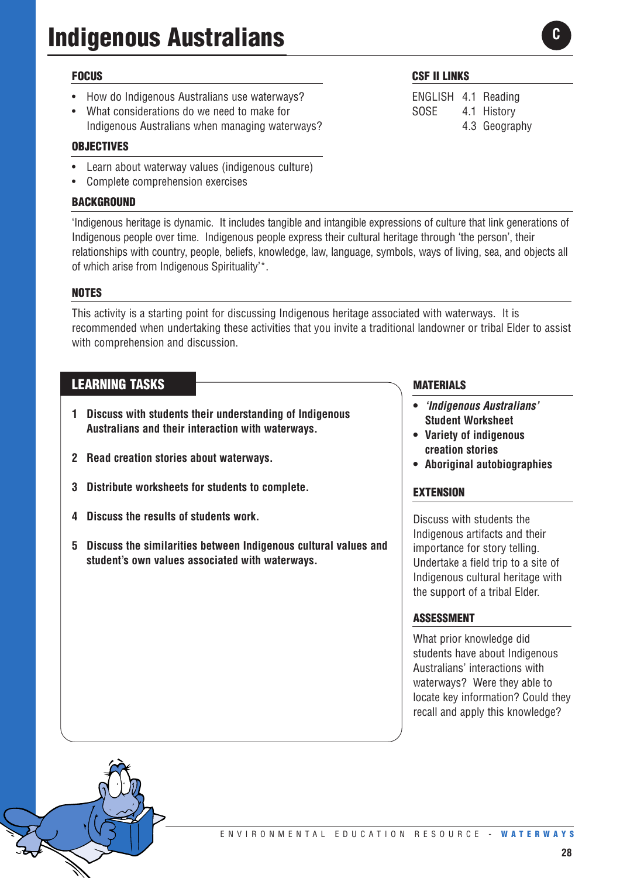# Indigenous Australians

C

## FOCUS

- How do Indigenous Australians use waterways?
- What considerations do we need to make for Indigenous Australians when managing waterways?

## OBJECTIVES

- Learn about waterway values (indigenous culture)
- Complete comprehension exercises

## CSF II LINKS

| | | |
|---|---|---|
| ENGLISH | 4.1 | Reading |
| SOSE | 4.1 | History |
| | 4.3 | Geography |

## BACKGROUND

'Indigenous heritage is dynamic. It includes tangible and intangible expressions of culture that link generations of Indigenous people over time. Indigenous people express their cultural heritage through 'the person', their relationships with country, people, beliefs, knowledge, law, language, symbols, ways of living, sea, and objects all of which arise from Indigenous Spirituality'*.

## NOTES

This activity is a starting point for discussing Indigenous heritage associated with waterways. It is recommended when undertaking these activities that you invite a traditional landowner or tribal Elder to assist with comprehension and discussion.

## LEARNING TASKS

1. **Discuss with students their understanding of Indigenous Australians and their interaction with waterways.**
2. **Read creation stories about waterways.**
3. **Distribute worksheets for students to complete.**
4. **Discuss the results of students work.**
5. **Discuss the similarities between Indigenous cultural values and student's own values associated with waterways.**

## MATERIALS

- ***'Indigenous Australians'* Student Worksheet**
- **Variety of indigenous creation stories**
- **Aboriginal autobiographies**

## EXTENSION

Discuss with students the Indigenous artifacts and their importance for story telling. Undertake a field trip to a site of Indigenous cultural heritage with the support of a tribal Elder.

## ASSESSMENT

What prior knowledge did students have about Indigenous Australians' interactions with waterways? Were they able to locate key information? Could they recall and apply this knowledge?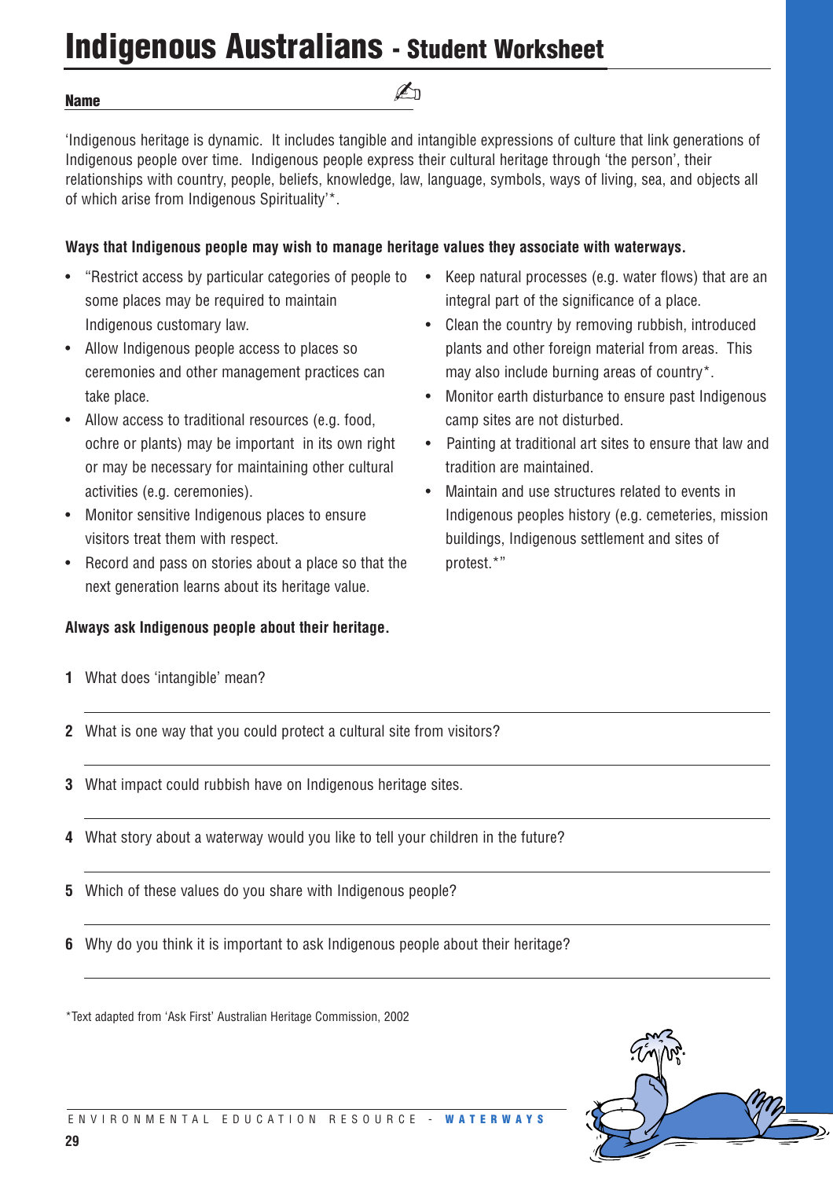# Indigenous Australians - Student Worksheet

**Name** ______________________________

'Indigenous heritage is dynamic. It includes tangible and intangible expressions of culture that link generations of Indigenous people over time. Indigenous people express their cultural heritage through 'the person', their relationships with country, people, beliefs, knowledge, law, language, symbols, ways of living, sea, and objects all of which arise from Indigenous Spirituality'*.

**Ways that Indigenous people may wish to manage heritage values they associate with waterways.**

- "Restrict access by particular categories of people to some places may be required to maintain Indigenous customary law.
- Allow Indigenous people access to places so ceremonies and other management practices can take place.
- Allow access to traditional resources (e.g. food, ochre or plants) may be important in its own right or may be necessary for maintaining other cultural activities (e.g. ceremonies).
- Monitor sensitive Indigenous places to ensure visitors treat them with respect.
- Record and pass on stories about a place so that the next generation learns about its heritage value.
- Keep natural processes (e.g. water flows) that are an integral part of the significance of a place.
- Clean the country by removing rubbish, introduced plants and other foreign material from areas. This may also include burning areas of country*.
- Monitor earth disturbance to ensure past Indigenous camp sites are not disturbed.
- Painting at traditional art sites to ensure that law and tradition are maintained.
- Maintain and use structures related to events in Indigenous peoples history (e.g. cemeteries, mission buildings, Indigenous settlement and sites of protest.*"

**Always ask Indigenous people about their heritage.**

1 What does 'intangible' mean?

______________________________

2 What is one way that you could protect a cultural site from visitors?

______________________________

3 What impact could rubbish have on Indigenous heritage sites.

______________________________

4 What story about a waterway would you like to tell your children in the future?

______________________________

5 Which of these values do you share with Indigenous people?

______________________________

6 Why do you think it is important to ask Indigenous people about their heritage?

______________________________

*Text adapted from 'Ask First' Australian Heritage Commission, 2002